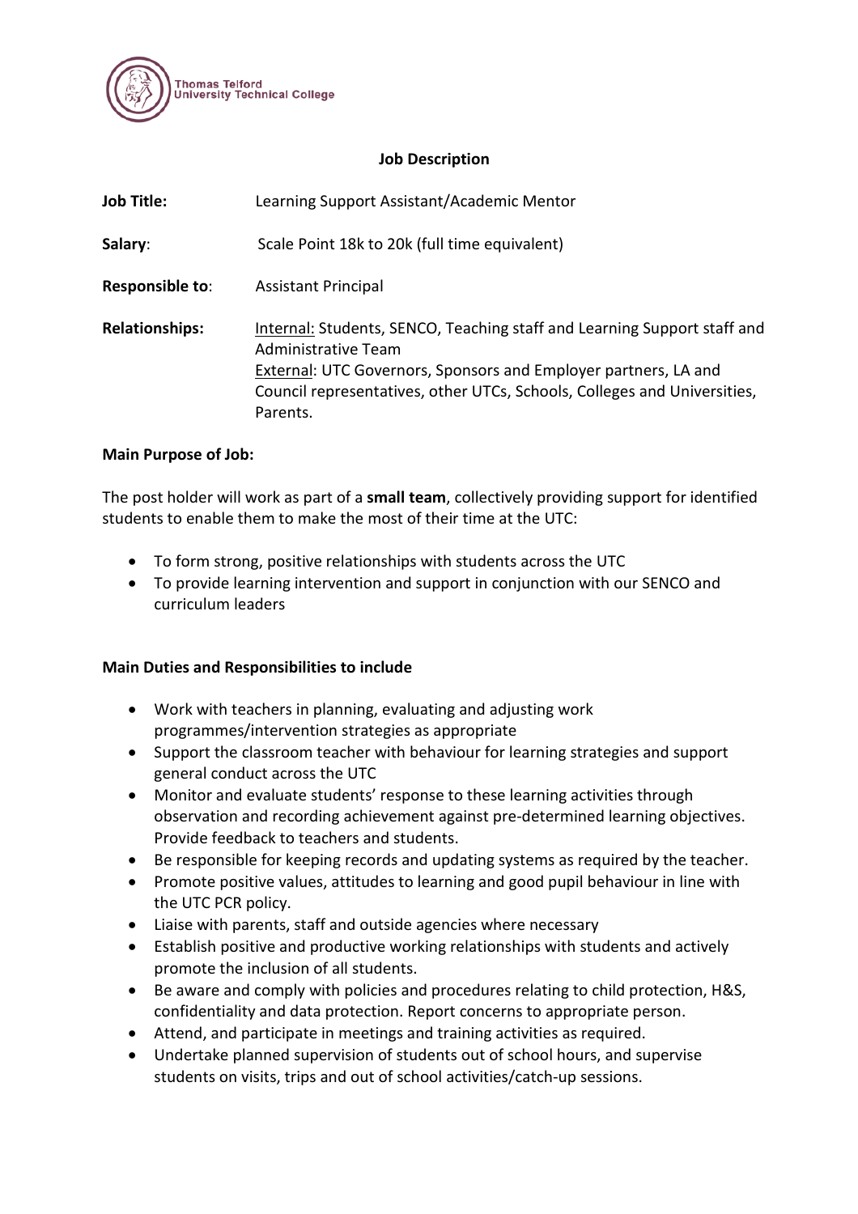Thomas Telford
University Technical College

# Job Description

**Job Title:** Learning Support Assistant/Academic Mentor

**Salary:** Scale Point 18k to 20k (full time equivalent)

**Responsible to:** Assistant Principal

**Relationships:** Internal: Students, SENCO, Teaching staff and Learning Support staff and Administrative Team
External: UTC Governors, Sponsors and Employer partners, LA and Council representatives, other UTCs, Schools, Colleges and Universities, Parents.

**Main Purpose of Job:**

The post holder will work as part of a **small team**, collectively providing support for identified students to enable them to make the most of their time at the UTC:

- To form strong, positive relationships with students across the UTC
- To provide learning intervention and support in conjunction with our SENCO and curriculum leaders

**Main Duties and Responsibilities to include**

- Work with teachers in planning, evaluating and adjusting work programmes/intervention strategies as appropriate
- Support the classroom teacher with behaviour for learning strategies and support general conduct across the UTC
- Monitor and evaluate students' response to these learning activities through observation and recording achievement against pre-determined learning objectives. Provide feedback to teachers and students.
- Be responsible for keeping records and updating systems as required by the teacher.
- Promote positive values, attitudes to learning and good pupil behaviour in line with the UTC PCR policy.
- Liaise with parents, staff and outside agencies where necessary
- Establish positive and productive working relationships with students and actively promote the inclusion of all students.
- Be aware and comply with policies and procedures relating to child protection, H&S, confidentiality and data protection. Report concerns to appropriate person.
- Attend, and participate in meetings and training activities as required.
- Undertake planned supervision of students out of school hours, and supervise students on visits, trips and out of school activities/catch-up sessions.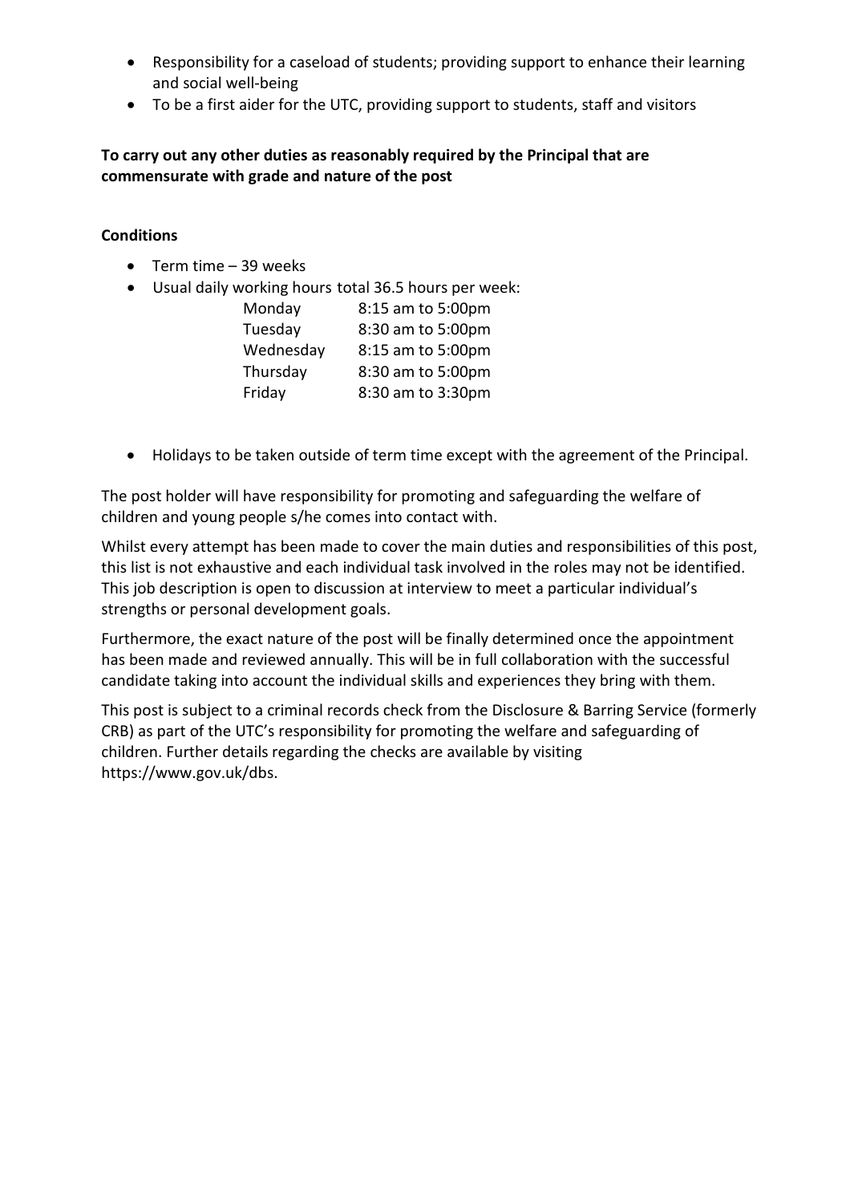- Responsibility for a caseload of students; providing support to enhance their learning and social well-being
- To be a first aider for the UTC, providing support to students, staff and visitors

**To carry out any other duties as reasonably required by the Principal that are commensurate with grade and nature of the post**

**Conditions**

- Term time – 39 weeks
- Usual daily working hours total 36.5 hours per week:

| | |
|---|---|
| Monday | 8:15 am to 5:00pm |
| Tuesday | 8:30 am to 5:00pm |
| Wednesday | 8:15 am to 5:00pm |
| Thursday | 8:30 am to 5:00pm |
| Friday | 8:30 am to 3:30pm |

- Holidays to be taken outside of term time except with the agreement of the Principal.

The post holder will have responsibility for promoting and safeguarding the welfare of children and young people s/he comes into contact with.

Whilst every attempt has been made to cover the main duties and responsibilities of this post, this list is not exhaustive and each individual task involved in the roles may not be identified. This job description is open to discussion at interview to meet a particular individual's strengths or personal development goals.

Furthermore, the exact nature of the post will be finally determined once the appointment has been made and reviewed annually. This will be in full collaboration with the successful candidate taking into account the individual skills and experiences they bring with them.

This post is subject to a criminal records check from the Disclosure & Barring Service (formerly CRB) as part of the UTC's responsibility for promoting the welfare and safeguarding of children. Further details regarding the checks are available by visiting https://www.gov.uk/dbs.